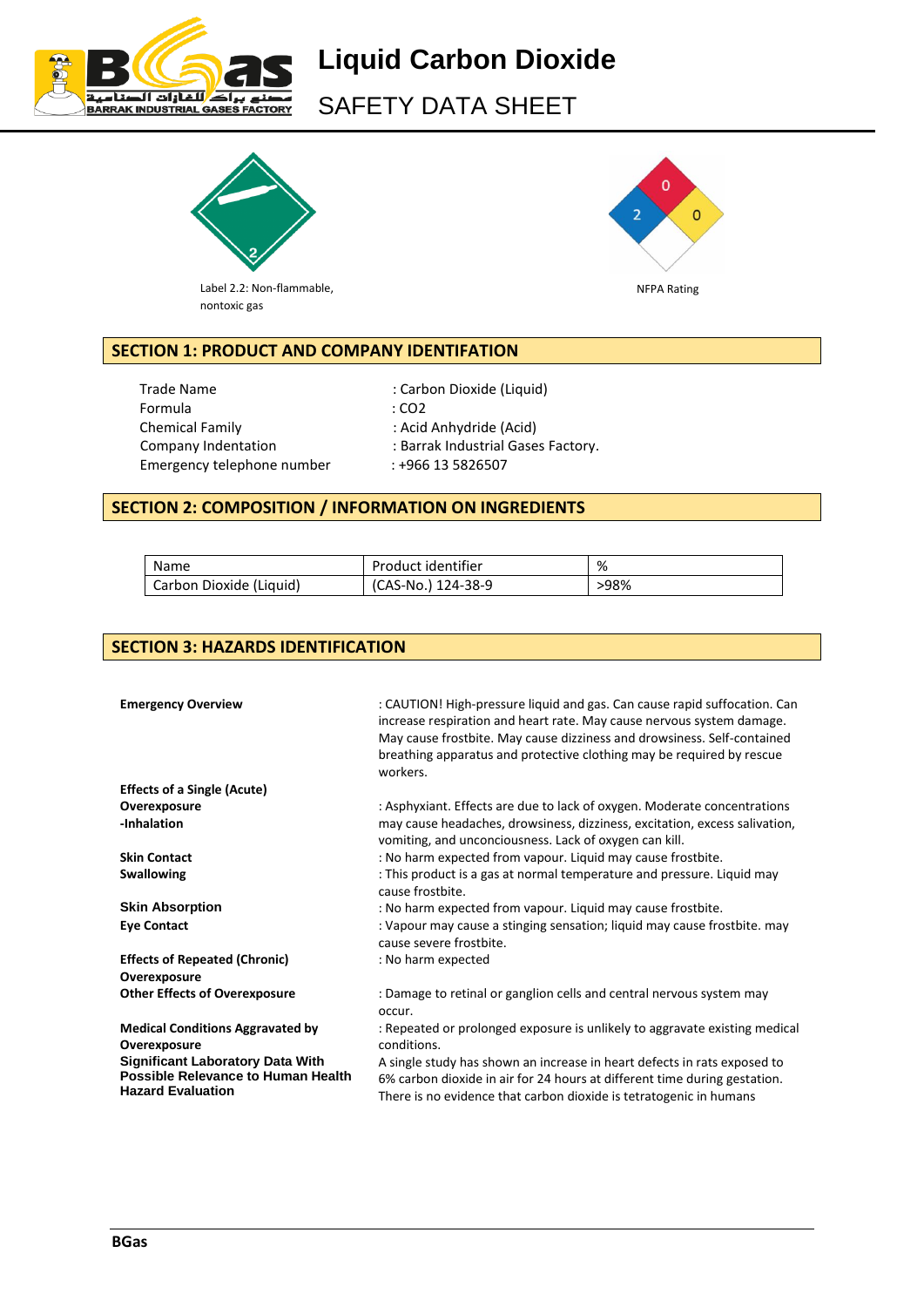# Liquid Carbon Dioxide

## SAFETY DATA SHEET

Label 2.2: Non-flammable, nontoxic gas

NFPA Rating

## SECTION 1: PRODUCT AND COMPANY IDENTIFATION

| | |
|---|---|
| Trade Name | : Carbon Dioxide (Liquid) |
| Formula | : $CO_2$ |
| Chemical Family | : Acid Anhydride (Acid) |
| Company Indentation | : Barrak Industrial Gases Factory. |
| Emergency telephone number | : +966 13 5826507 |

## SECTION 2: COMPOSITION / INFORMATION ON INGREDIENTS

| Name | Product identifier | % |
|---|---|---|
| Carbon Dioxide (Liquid) | (CAS-No.) 124-38-9 | >98% |

## SECTION 3: HAZARDS IDENTIFICATION

| | |
|---|---|
| **Emergency Overview** | : CAUTION! High-pressure liquid and gas. Can cause rapid suffocation. Can increase respiration and heart rate. May cause nervous system damage. May cause frostbite. May cause dizziness and drowsiness. Self-contained breathing apparatus and protective clothing may be required by rescue workers. |
| **Effects of a Single (Acute) Overexposure -Inhalation** | : Asphyxiant. Effects are due to lack of oxygen. Moderate concentrations may cause headaches, drowsiness, dizziness, excitation, excess salivation, vomiting, and unconciousness. Lack of oxygen can kill. |
| **Skin Contact** | : No harm expected from vapour. Liquid may cause frostbite. |
| **Swallowing** | : This product is a gas at normal temperature and pressure. Liquid may cause frostbite. |
| **Skin Absorption** | : No harm expected from vapour. Liquid may cause frostbite. |
| **Eye Contact** | : Vapour may cause a stinging sensation; liquid may cause frostbite. may cause severe frostbite. |
| **Effects of Repeated (Chronic) Overexposure** | : No harm expected |
| **Other Effects of Overexposure** | : Damage to retinal or ganglion cells and central nervous system may occur. |
| **Medical Conditions Aggravated by Overexposure** | : Repeated or prolonged exposure is unlikely to aggravate existing medical conditions. |
| **Significant Laboratory Data With Possible Relevance to Human Health Hazard Evaluation** | A single study has shown an increase in heart defects in rats exposed to 6% carbon dioxide in air for 24 hours at different time during gestation. There is no evidence that carbon dioxide is tetratogenic in humans |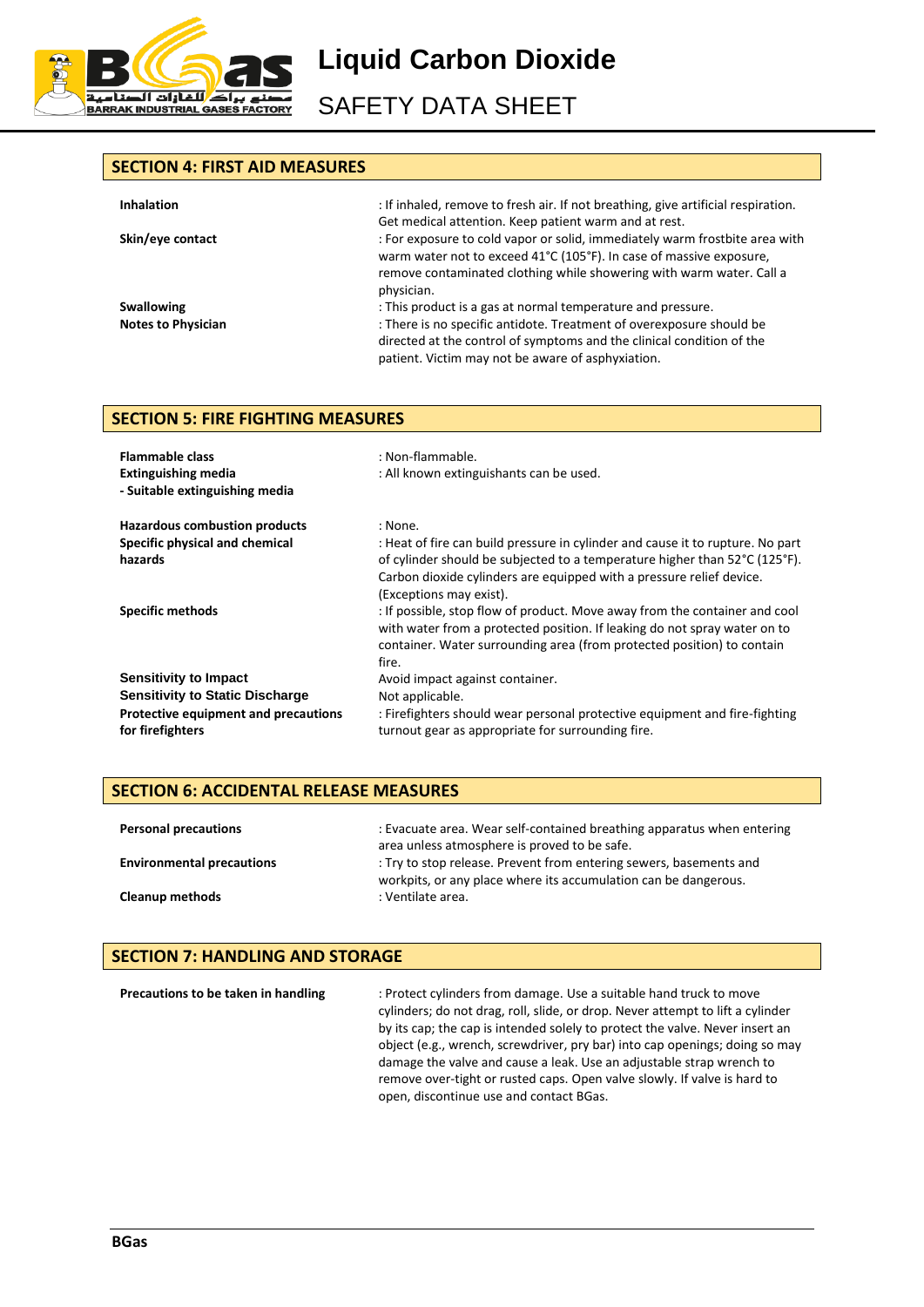## SECTION 4: FIRST AID MEASURES

| | |
|---|---|
| **Inhalation** | : If inhaled, remove to fresh air. If not breathing, give artificial respiration. Get medical attention. Keep patient warm and at rest. |
| **Skin/eye contact** | : For exposure to cold vapor or solid, immediately warm frostbite area with warm water not to exceed 41°C (105°F). In case of massive exposure, remove contaminated clothing while showering with warm water. Call a physician. |
| **Swallowing** | : This product is a gas at normal temperature and pressure. |
| **Notes to Physician** | : There is no specific antidote. Treatment of overexposure should be directed at the control of symptoms and the clinical condition of the patient. Victim may not be aware of asphyxiation. |

## SECTION 5: FIRE FIGHTING MEASURES

| | |
|---|---|
| **Flammable class** | : Non-flammable. |
| **Extinguishing media** | : All known extinguishants can be used. |
| **- Suitable extinguishing media** | |
| **Hazardous combustion products** | : None. |
| **Specific physical and chemical hazards** | : Heat of fire can build pressure in cylinder and cause it to rupture. No part of cylinder should be subjected to a temperature higher than 52°C (125°F). Carbon dioxide cylinders are equipped with a pressure relief device. (Exceptions may exist). |
| **Specific methods** | : If possible, stop flow of product. Move away from the container and cool with water from a protected position. If leaking do not spray water on to container. Water surrounding area (from protected position) to contain fire. |
| **Sensitivity to Impact** | Avoid impact against container. |
| **Sensitivity to Static Discharge** | Not applicable. |
| **Protective equipment and precautions for firefighters** | : Firefighters should wear personal protective equipment and fire-fighting turnout gear as appropriate for surrounding fire. |

## SECTION 6: ACCIDENTAL RELEASE MEASURES

| | |
|---|---|
| **Personal precautions** | : Evacuate area. Wear self-contained breathing apparatus when entering area unless atmosphere is proved to be safe. |
| **Environmental precautions** | : Try to stop release. Prevent from entering sewers, basements and workpits, or any place where its accumulation can be dangerous. |
| **Cleanup methods** | : Ventilate area. |

## SECTION 7: HANDLING AND STORAGE

| | |
|---|---|
| **Precautions to be taken in handling** | : Protect cylinders from damage. Use a suitable hand truck to move cylinders; do not drag, roll, slide, or drop. Never attempt to lift a cylinder by its cap; the cap is intended solely to protect the valve. Never insert an object (e.g., wrench, screwdriver, pry bar) into cap openings; doing so may damage the valve and cause a leak. Use an adjustable strap wrench to remove over-tight or rusted caps. Open valve slowly. If valve is hard to open, discontinue use and contact BGas. |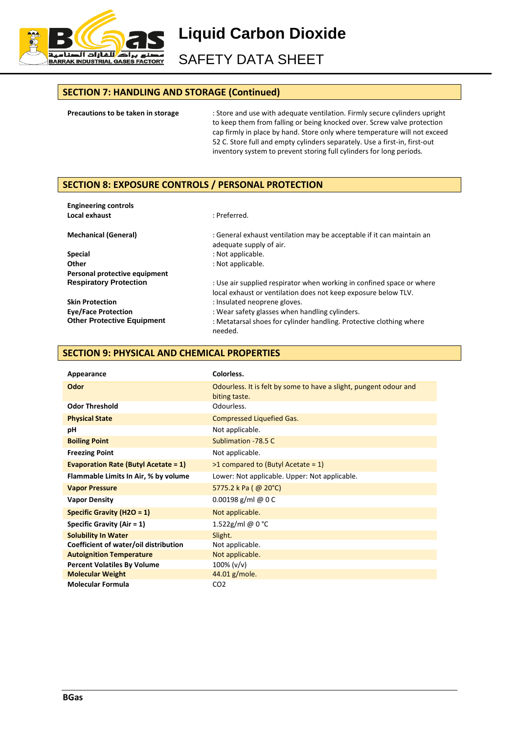## SECTION 7: HANDLING AND STORAGE (Continued)

| | |
|---|---|
| **Precautions to be taken in storage** | : Store and use with adequate ventilation. Firmly secure cylinders upright to keep them from falling or being knocked over. Screw valve protection cap firmly in place by hand. Store only where temperature will not exceed 52 C. Store full and empty cylinders separately. Use a first-in, first-out inventory system to prevent storing full cylinders for long periods. |

## SECTION 8: EXPOSURE CONTROLS / PERSONAL PROTECTION

| | |
|---|---|
| **Engineering controls** | |
| **Local exhaust** | : Preferred. |
| **Mechanical (General)** | : General exhaust ventilation may be acceptable if it can maintain an adequate supply of air. |
| **Special** | : Not applicable. |
| **Other** | : Not applicable. |
| **Personal protective equipment** | |
| **Respiratory Protection** | : Use air supplied respirator when working in confined space or where local exhaust or ventilation does not keep exposure below TLV. |
| **Skin Protection** | : Insulated neoprene gloves. |
| **Eye/Face Protection** | : Wear safety glasses when handling cylinders. |
| **Other Protective Equipment** | : Metatarsal shoes for cylinder handling. Protective clothing where needed. |

## SECTION 9: PHYSICAL AND CHEMICAL PROPERTIES

| **Appearance** | **Colorless.** |
|---|---|
| **Odor** | Odourless. It is felt by some to have a slight, pungent odour and biting taste. |
| **Odor Threshold** | Odourless. |
| **Physical State** | Compressed Liquefied Gas. |
| **pH** | Not applicable. |
| **Boiling Point** | Sublimation -78.5 C |
| **Freezing Point** | Not applicable. |
| **Evaporation Rate (Butyl Acetate = 1)** | >1 compared to (Butyl Acetate = 1) |
| **Flammable Limits In Air, % by volume** | Lower: Not applicable. Upper: Not applicable. |
| **Vapor Pressure** | 5775.2 k Pa ( @ 20°C) |
| **Vapor Density** | 0.00198 g/ml @ 0 C |
| **Specific Gravity (H2O = 1)** | Not applicable. |
| **Specific Gravity (Air = 1)** | 1.522g/ml @ 0 °C |
| **Solubility In Water** | Slight. |
| **Coefficient of water/oil distribution** | Not applicable. |
| **Autoignition Temperature** | Not applicable. |
| **Percent Volatiles By Volume** | 100% (v/v) |
| **Molecular Weight** | 44.01 g/mole. |
| **Molecular Formula** | $CO_2$ |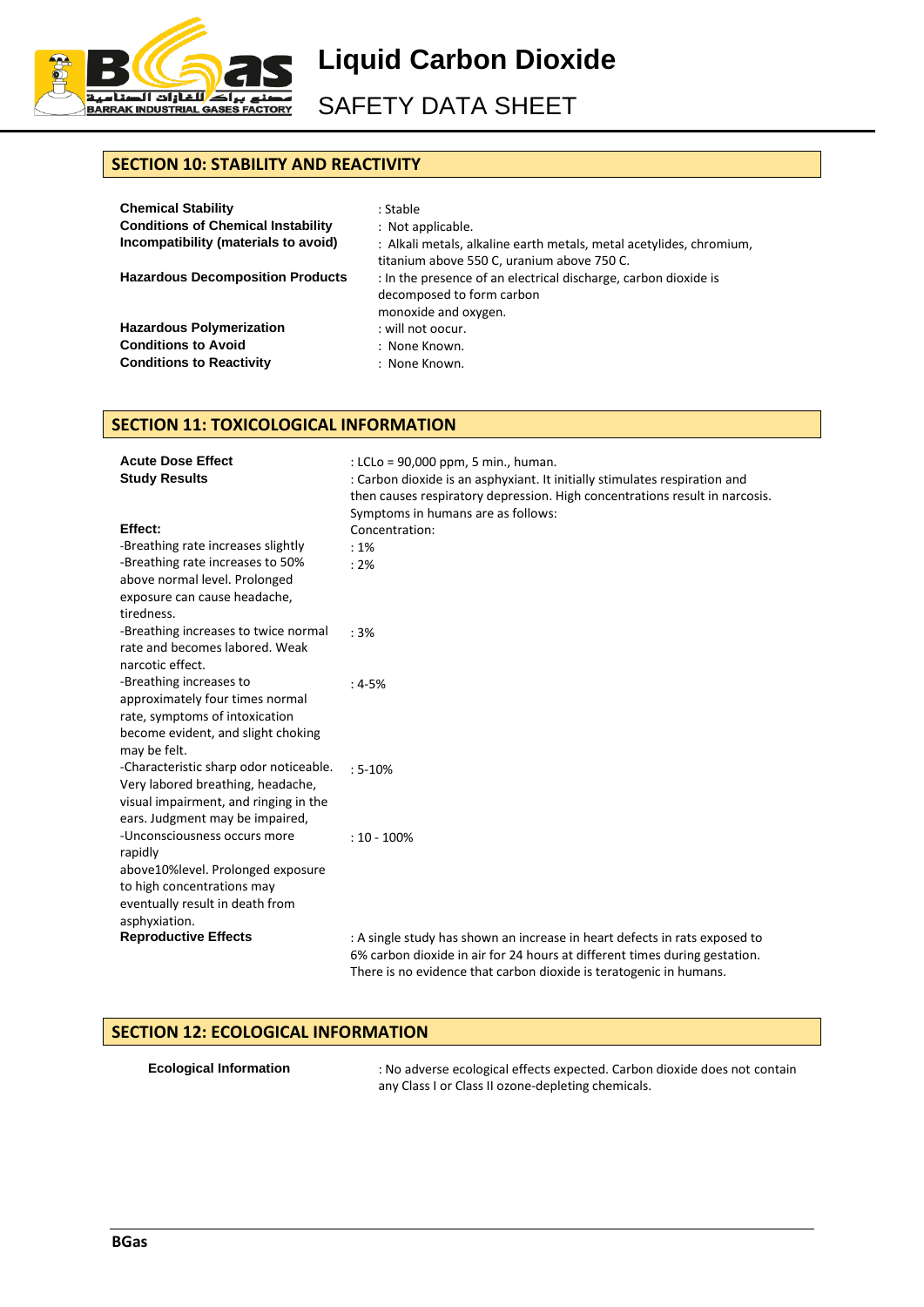## SECTION 10: STABILITY AND REACTIVITY

**Chemical Stability** : Stable

**Conditions of Chemical Instability** : Not applicable.

**Incompatibility (materials to avoid)** : Alkali metals, alkaline earth metals, metal acetylides, chromium, titanium above 550 C, uranium above 750 C.

**Hazardous Decomposition Products** : In the presence of an electrical discharge, carbon dioxide is decomposed to form carbon monoxide and oxygen.

**Hazardous Polymerization** : will not oocur.

**Conditions to Avoid** : None Known.

**Conditions to Reactivity** : None Known.

## SECTION 11: TOXICOLOGICAL INFORMATION

**Acute Dose Effect** : LCLo = 90,000 ppm, 5 min., human.

**Study Results** : Carbon dioxide is an asphyxiant. It initially stimulates respiration and then causes respiratory depression. High concentrations result in narcosis. Symptoms in humans are as follows:

| Effect: | Concentration: |
| --- | --- |
| -Breathing rate increases slightly | : 1% |
| -Breathing rate increases to 50% above normal level. Prolonged exposure can cause headache, tiredness. | : 2% |
| -Breathing increases to twice normal rate and becomes labored. Weak narcotic effect. | : 3% |
| -Breathing increases to approximately four times normal rate, symptoms of intoxication become evident, and slight choking may be felt. | : 4-5% |
| -Characteristic sharp odor noticeable. Very labored breathing, headache, visual impairment, and ringing in the ears. Judgment may be impaired, | : 5-10% |
| -Unconsciousness occurs more rapidly above10%level. Prolonged exposure to high concentrations may eventually result in death from asphyxiation. | : 10 - 100% |

**Reproductive Effects** : A single study has shown an increase in heart defects in rats exposed to 6% carbon dioxide in air for 24 hours at different times during gestation. There is no evidence that carbon dioxide is teratogenic in humans.

## SECTION 12: ECOLOGICAL INFORMATION

**Ecological Information** : No adverse ecological effects expected. Carbon dioxide does not contain any Class I or Class II ozone-depleting chemicals.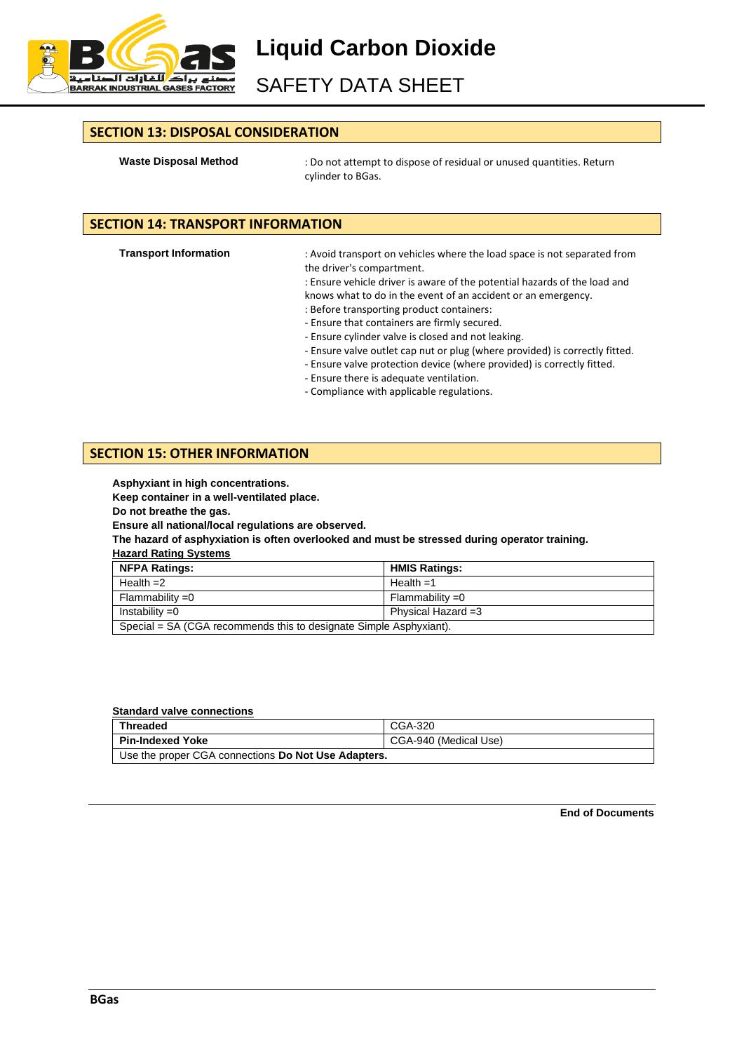## SECTION 13: DISPOSAL CONSIDERATION

**Waste Disposal Method** : Do not attempt to dispose of residual or unused quantities. Return cylinder to BGas.

## SECTION 14: TRANSPORT INFORMATION

**Transport Information** : Avoid transport on vehicles where the load space is not separated from the driver's compartment.
: Ensure vehicle driver is aware of the potential hazards of the load and knows what to do in the event of an accident or an emergency.
: Before transporting product containers:
- Ensure that containers are firmly secured.
- Ensure cylinder valve is closed and not leaking.
- Ensure valve outlet cap nut or plug (where provided) is correctly fitted.
- Ensure valve protection device (where provided) is correctly fitted.
- Ensure there is adequate ventilation.
- Compliance with applicable regulations.

## SECTION 15: OTHER INFORMATION

**Asphyxiant in high concentrations.**
**Keep container in a well-ventilated place.**
**Do not breathe the gas.**
**Ensure all national/local regulations are observed.**
**The hazard of asphyxiation is often overlooked and must be stressed during operator training.**

**Hazard Rating Systems**

| NFPA Ratings: | HMIS Ratings: |
|---|---|
| Health =2 | Health =1 |
| Flammability =0 | Flammability =0 |
| Instability =0 | Physical Hazard =3 |
| Special = SA (CGA recommends this to designate Simple Asphyxiant). | |

**Standard valve connections**

| | |
|---|---|
| **Threaded** | CGA-320 |
| **Pin-Indexed Yoke** | CGA-940 (Medical Use) |
| Use the proper CGA connections **Do Not Use Adapters.** | |

**End of Documents**